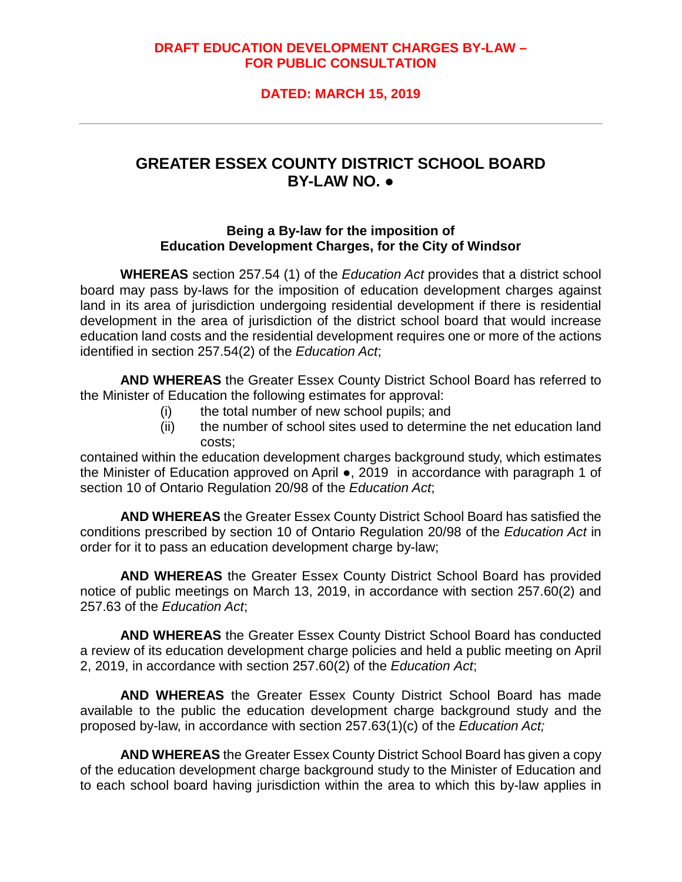**DRAFT EDUCATION DEVELOPMENT CHARGES BY-LAW – FOR PUBLIC CONSULTATION**

**DATED: MARCH 15, 2019**

---

# GREATER ESSEX COUNTY DISTRICT SCHOOL BOARD
# BY-LAW NO. ●

### Being a By-law for the imposition of Education Development Charges, for the City of Windsor

**WHEREAS** section 257.54 (1) of the *Education Act* provides that a district school board may pass by-laws for the imposition of education development charges against land in its area of jurisdiction undergoing residential development if there is residential development in the area of jurisdiction of the district school board that would increase education land costs and the residential development requires one or more of the actions identified in section 257.54(2) of the *Education Act*;

**AND WHEREAS** the Greater Essex County District School Board has referred to the Minister of Education the following estimates for approval:

(i) the total number of new school pupils; and

(ii) the number of school sites used to determine the net education land costs;

contained within the education development charges background study, which estimates the Minister of Education approved on April ●, 2019 in accordance with paragraph 1 of section 10 of Ontario Regulation 20/98 of the *Education Act*;

**AND WHEREAS** the Greater Essex County District School Board has satisfied the conditions prescribed by section 10 of Ontario Regulation 20/98 of the *Education Act* in order for it to pass an education development charge by-law;

**AND WHEREAS** the Greater Essex County District School Board has provided notice of public meetings on March 13, 2019, in accordance with section 257.60(2) and 257.63 of the *Education Act*;

**AND WHEREAS** the Greater Essex County District School Board has conducted a review of its education development charge policies and held a public meeting on April 2, 2019, in accordance with section 257.60(2) of the *Education Act*;

**AND WHEREAS** the Greater Essex County District School Board has made available to the public the education development charge background study and the proposed by-law, in accordance with section 257.63(1)(c) of the *Education Act;*

**AND WHEREAS** the Greater Essex County District School Board has given a copy of the education development charge background study to the Minister of Education and to each school board having jurisdiction within the area to which this by-law applies in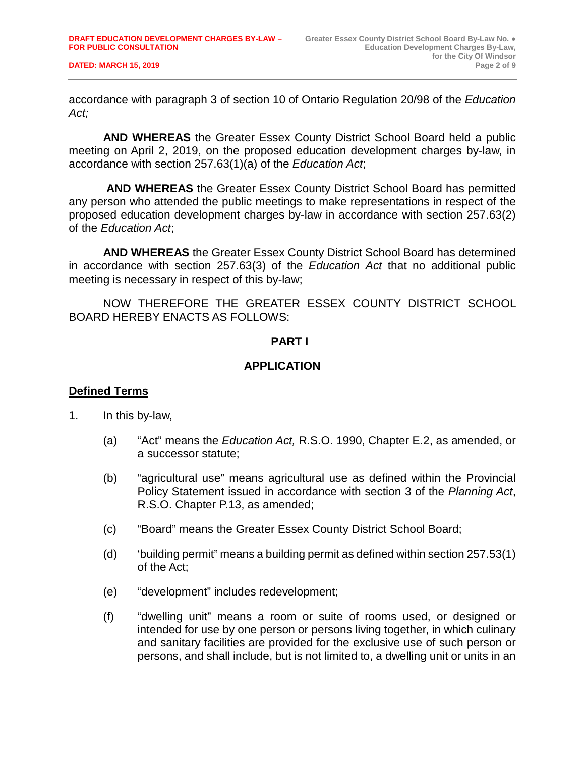accordance with paragraph 3 of section 10 of Ontario Regulation 20/98 of the *Education Act;*

**AND WHEREAS** the Greater Essex County District School Board held a public meeting on April 2, 2019, on the proposed education development charges by-law, in accordance with section 257.63(1)(a) of the *Education Act*;

**AND WHEREAS** the Greater Essex County District School Board has permitted any person who attended the public meetings to make representations in respect of the proposed education development charges by-law in accordance with section 257.63(2) of the *Education Act*;

**AND WHEREAS** the Greater Essex County District School Board has determined in accordance with section 257.63(3) of the *Education Act* that no additional public meeting is necessary in respect of this by-law;

NOW THEREFORE THE GREATER ESSEX COUNTY DISTRICT SCHOOL BOARD HEREBY ENACTS AS FOLLOWS:

## PART I

## APPLICATION

**Defined Terms**

1. In this by-law,

   (a) "Act" means the *Education Act,* R.S.O. 1990, Chapter E.2, as amended, or a successor statute;

   (b) "agricultural use" means agricultural use as defined within the Provincial Policy Statement issued in accordance with section 3 of the *Planning Act*, R.S.O. Chapter P.13, as amended;

   (c) "Board" means the Greater Essex County District School Board;

   (d) 'building permit" means a building permit as defined within section 257.53(1) of the Act;

   (e) "development" includes redevelopment;

   (f) "dwelling unit" means a room or suite of rooms used, or designed or intended for use by one person or persons living together, in which culinary and sanitary facilities are provided for the exclusive use of such person or persons, and shall include, but is not limited to, a dwelling unit or units in an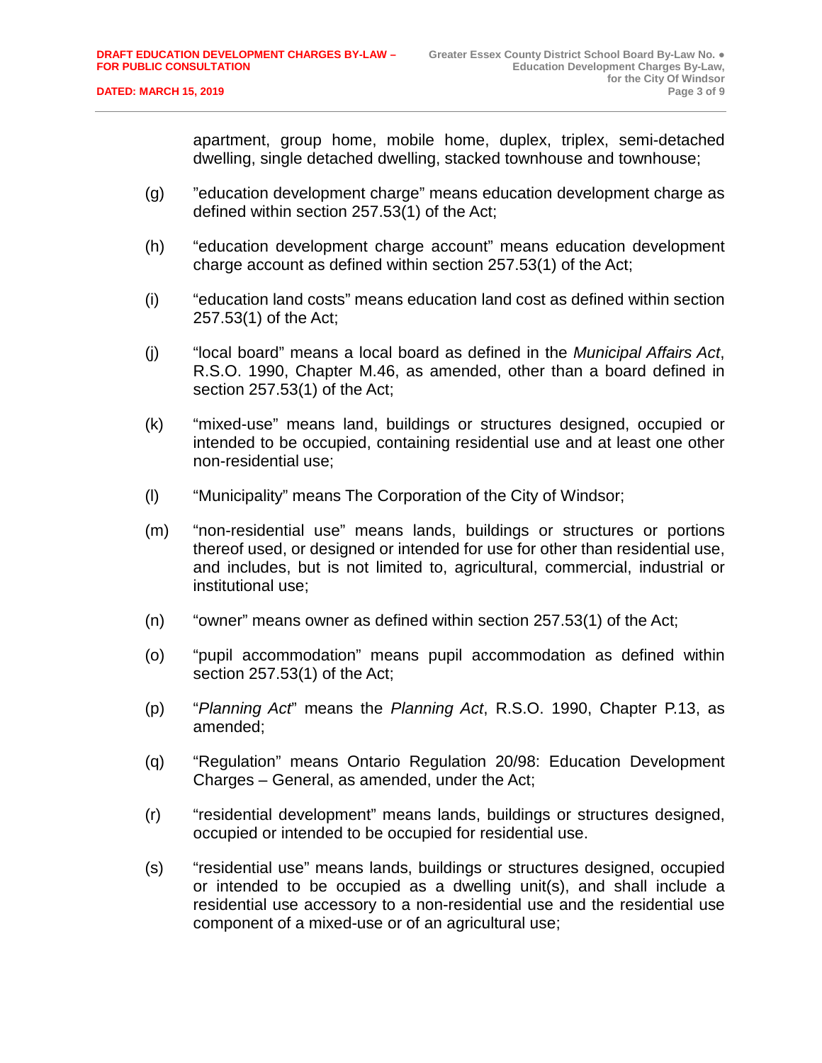apartment, group home, mobile home, duplex, triplex, semi-detached dwelling, single detached dwelling, stacked townhouse and townhouse;

(g) ”education development charge” means education development charge as defined within section 257.53(1) of the Act;

(h) “education development charge account” means education development charge account as defined within section 257.53(1) of the Act;

(i) “education land costs” means education land cost as defined within section 257.53(1) of the Act;

(j) “local board” means a local board as defined in the *Municipal Affairs Act*, R.S.O. 1990, Chapter M.46, as amended, other than a board defined in section 257.53(1) of the Act;

(k) “mixed-use” means land, buildings or structures designed, occupied or intended to be occupied, containing residential use and at least one other non-residential use;

(l) “Municipality” means The Corporation of the City of Windsor;

(m) “non-residential use” means lands, buildings or structures or portions thereof used, or designed or intended for use for other than residential use, and includes, but is not limited to, agricultural, commercial, industrial or institutional use;

(n) “owner” means owner as defined within section 257.53(1) of the Act;

(o) “pupil accommodation” means pupil accommodation as defined within section 257.53(1) of the Act;

(p) “*Planning Act*” means the *Planning Act*, R.S.O. 1990, Chapter P.13, as amended;

(q) “Regulation” means Ontario Regulation 20/98: Education Development Charges – General, as amended, under the Act;

(r) “residential development” means lands, buildings or structures designed, occupied or intended to be occupied for residential use.

(s) “residential use” means lands, buildings or structures designed, occupied or intended to be occupied as a dwelling unit(s), and shall include a residential use accessory to a non-residential use and the residential use component of a mixed-use or of an agricultural use;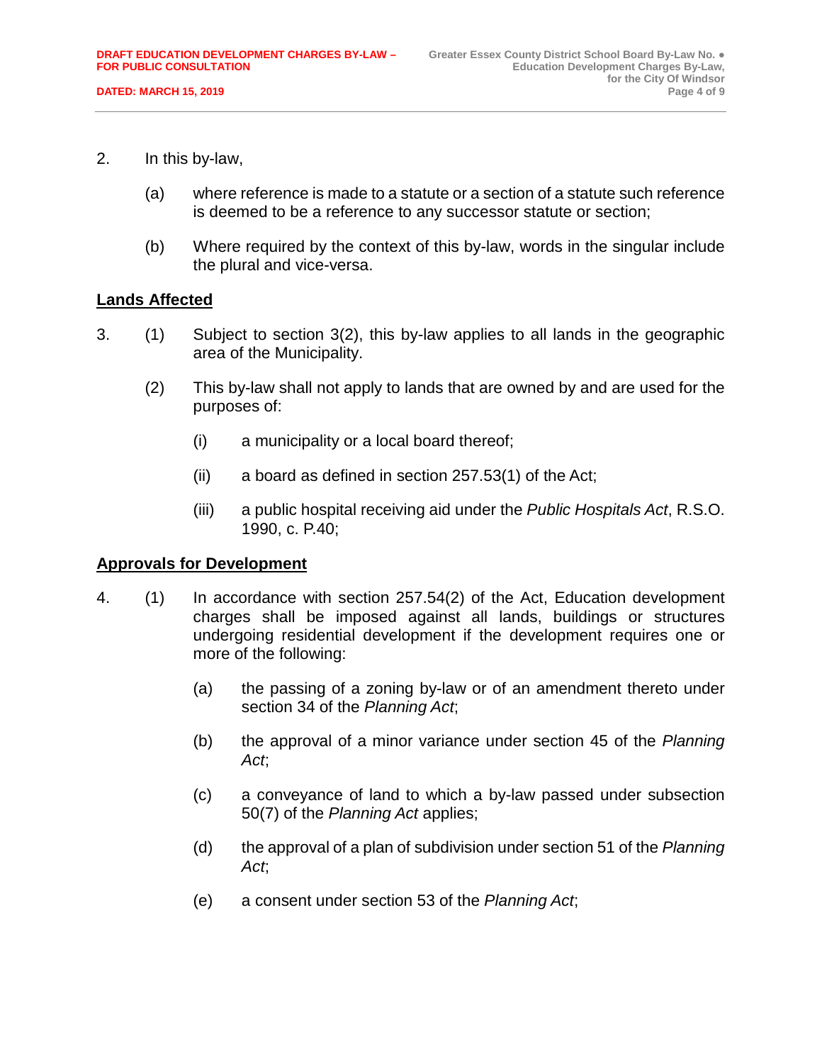2. In this by-law,

   (a) where reference is made to a statute or a section of a statute such reference is deemed to be a reference to any successor statute or section;

   (b) Where required by the context of this by-law, words in the singular include the plural and vice-versa.

**Lands Affected**

3. (1) Subject to section 3(2), this by-law applies to all lands in the geographic area of the Municipality.

   (2) This by-law shall not apply to lands that are owned by and are used for the purposes of:

      (i) a municipality or a local board thereof;

      (ii) a board as defined in section 257.53(1) of the Act;

      (iii) a public hospital receiving aid under the *Public Hospitals Act*, R.S.O. 1990, c. P.40;

**Approvals for Development**

4. (1) In accordance with section 257.54(2) of the Act, Education development charges shall be imposed against all lands, buildings or structures undergoing residential development if the development requires one or more of the following:

      (a) the passing of a zoning by-law or of an amendment thereto under section 34 of the *Planning Act*;

      (b) the approval of a minor variance under section 45 of the *Planning Act*;

      (c) a conveyance of land to which a by-law passed under subsection 50(7) of the *Planning Act* applies;

      (d) the approval of a plan of subdivision under section 51 of the *Planning Act*;

      (e) a consent under section 53 of the *Planning Act*;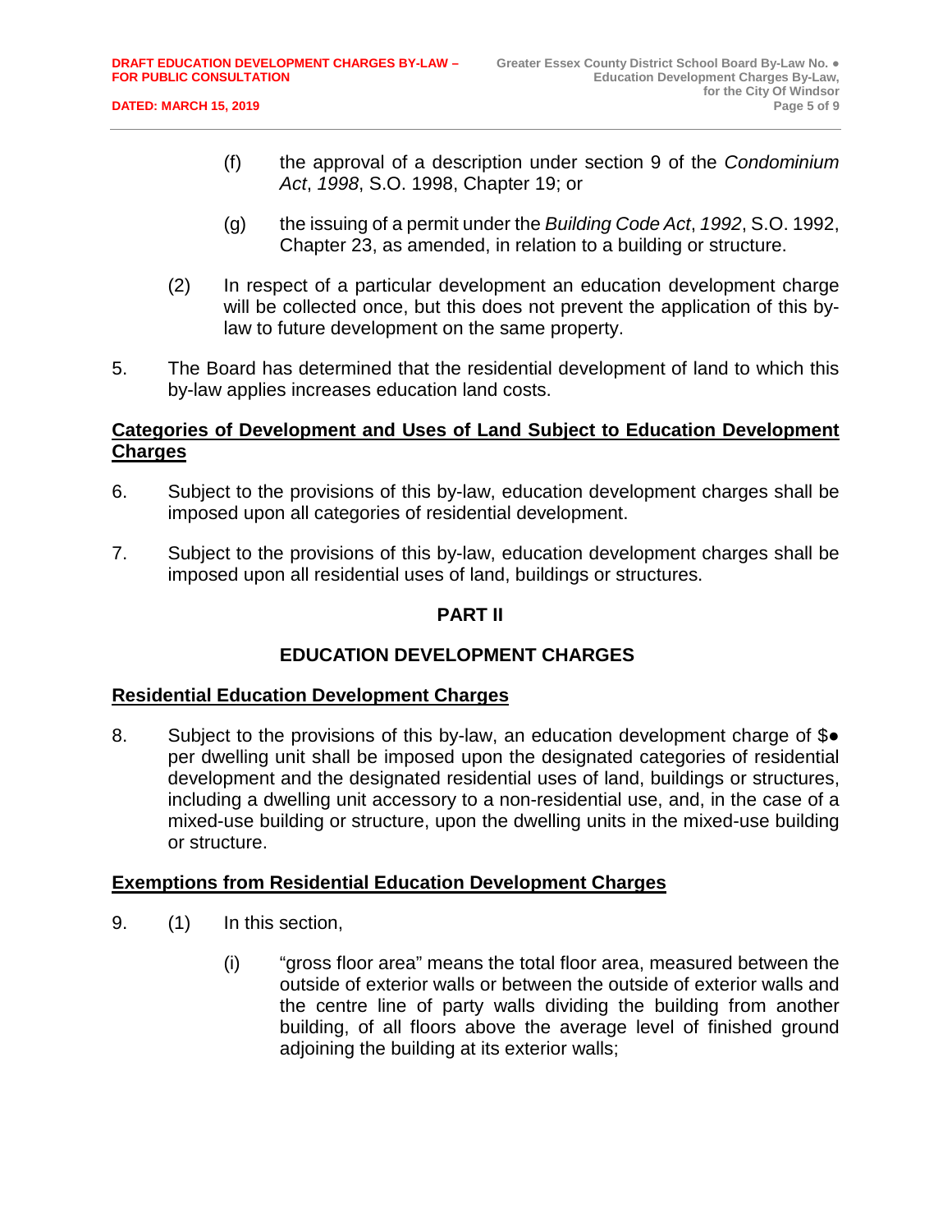(f) the approval of a description under section 9 of the *Condominium Act*, *1998*, S.O. 1998, Chapter 19; or

(g) the issuing of a permit under the *Building Code Act*, *1992*, S.O. 1992, Chapter 23, as amended, in relation to a building or structure.

(2) In respect of a particular development an education development charge will be collected once, but this does not prevent the application of this by-law to future development on the same property.

5. The Board has determined that the residential development of land to which this by-law applies increases education land costs.

**Categories of Development and Uses of Land Subject to Education Development Charges**

6. Subject to the provisions of this by-law, education development charges shall be imposed upon all categories of residential development.

7. Subject to the provisions of this by-law, education development charges shall be imposed upon all residential uses of land, buildings or structures.

## PART II

## EDUCATION DEVELOPMENT CHARGES

**Residential Education Development Charges**

8. Subject to the provisions of this by-law, an education development charge of $● per dwelling unit shall be imposed upon the designated categories of residential development and the designated residential uses of land, buildings or structures, including a dwelling unit accessory to a non-residential use, and, in the case of a mixed-use building or structure, upon the dwelling units in the mixed-use building or structure.

**Exemptions from Residential Education Development Charges**

9. (1) In this section,

(i) "gross floor area" means the total floor area, measured between the outside of exterior walls or between the outside of exterior walls and the centre line of party walls dividing the building from another building, of all floors above the average level of finished ground adjoining the building at its exterior walls;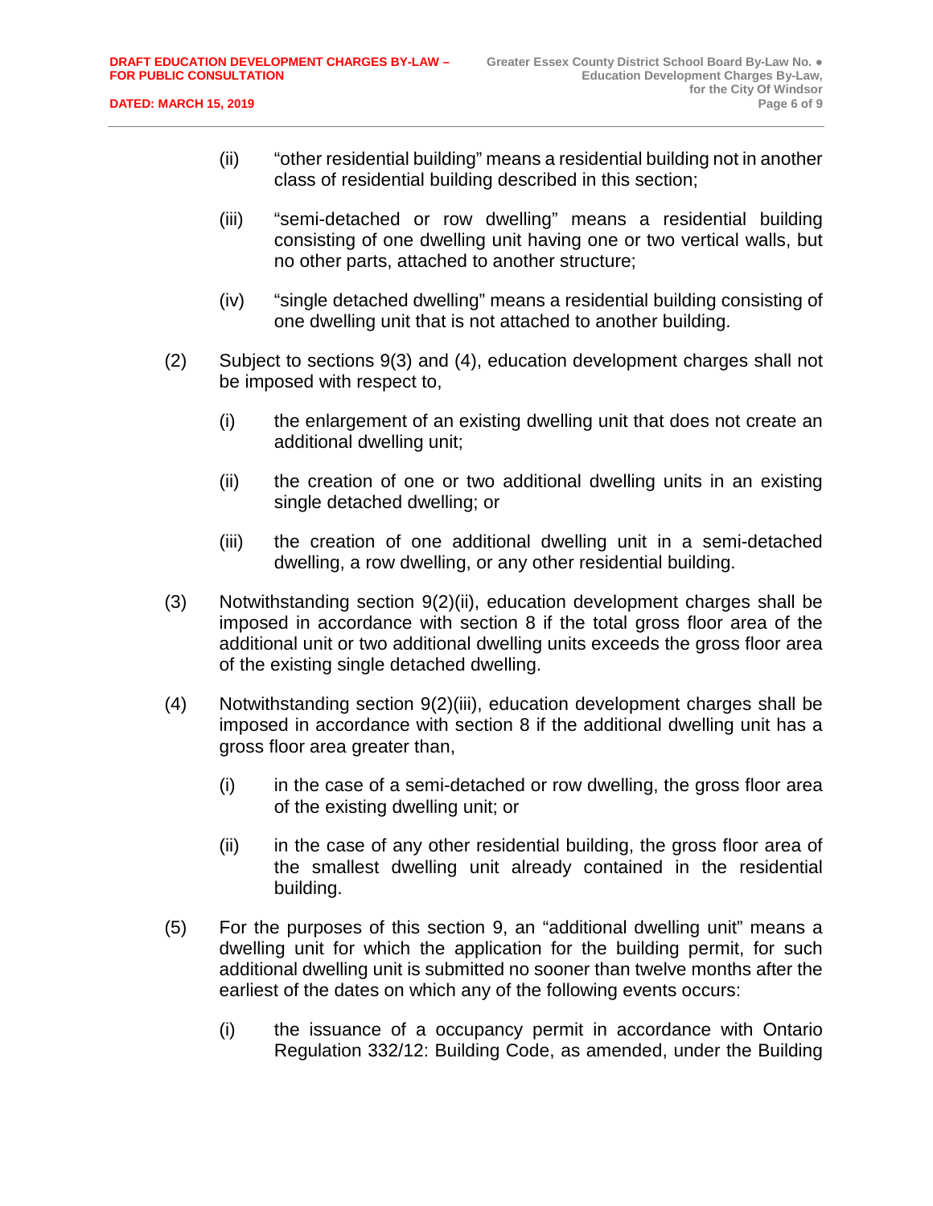(ii) "other residential building" means a residential building not in another class of residential building described in this section;

(iii) "semi-detached or row dwelling" means a residential building consisting of one dwelling unit having one or two vertical walls, but no other parts, attached to another structure;

(iv) "single detached dwelling" means a residential building consisting of one dwelling unit that is not attached to another building.

(2) Subject to sections 9(3) and (4), education development charges shall not be imposed with respect to,

(i) the enlargement of an existing dwelling unit that does not create an additional dwelling unit;

(ii) the creation of one or two additional dwelling units in an existing single detached dwelling; or

(iii) the creation of one additional dwelling unit in a semi-detached dwelling, a row dwelling, or any other residential building.

(3) Notwithstanding section 9(2)(ii), education development charges shall be imposed in accordance with section 8 if the total gross floor area of the additional unit or two additional dwelling units exceeds the gross floor area of the existing single detached dwelling.

(4) Notwithstanding section 9(2)(iii), education development charges shall be imposed in accordance with section 8 if the additional dwelling unit has a gross floor area greater than,

(i) in the case of a semi-detached or row dwelling, the gross floor area of the existing dwelling unit; or

(ii) in the case of any other residential building, the gross floor area of the smallest dwelling unit already contained in the residential building.

(5) For the purposes of this section 9, an "additional dwelling unit" means a dwelling unit for which the application for the building permit, for such additional dwelling unit is submitted no sooner than twelve months after the earliest of the dates on which any of the following events occurs:

(i) the issuance of a occupancy permit in accordance with Ontario Regulation 332/12: Building Code, as amended, under the Building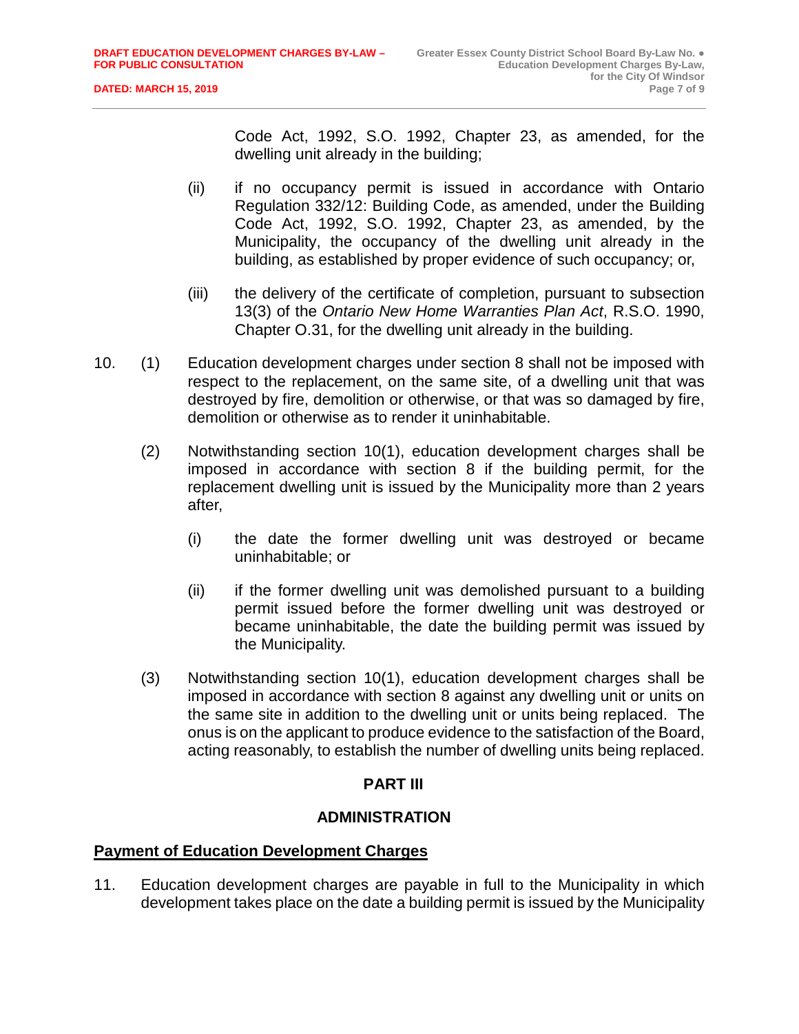Code Act, 1992, S.O. 1992, Chapter 23, as amended, for the dwelling unit already in the building;

(ii) if no occupancy permit is issued in accordance with Ontario Regulation 332/12: Building Code, as amended, under the Building Code Act, 1992, S.O. 1992, Chapter 23, as amended, by the Municipality, the occupancy of the dwelling unit already in the building, as established by proper evidence of such occupancy; or,

(iii) the delivery of the certificate of completion, pursuant to subsection 13(3) of the *Ontario New Home Warranties Plan Act*, R.S.O. 1990, Chapter O.31, for the dwelling unit already in the building.

10. (1) Education development charges under section 8 shall not be imposed with respect to the replacement, on the same site, of a dwelling unit that was destroyed by fire, demolition or otherwise, or that was so damaged by fire, demolition or otherwise as to render it uninhabitable.

(2) Notwithstanding section 10(1), education development charges shall be imposed in accordance with section 8 if the building permit, for the replacement dwelling unit is issued by the Municipality more than 2 years after,

(i) the date the former dwelling unit was destroyed or became uninhabitable; or

(ii) if the former dwelling unit was demolished pursuant to a building permit issued before the former dwelling unit was destroyed or became uninhabitable, the date the building permit was issued by the Municipality.

(3) Notwithstanding section 10(1), education development charges shall be imposed in accordance with section 8 against any dwelling unit or units on the same site in addition to the dwelling unit or units being replaced. The onus is on the applicant to produce evidence to the satisfaction of the Board, acting reasonably, to establish the number of dwelling units being replaced.

## PART III

## ADMINISTRATION

**<u>Payment of Education Development Charges</u>**

11. Education development charges are payable in full to the Municipality in which development takes place on the date a building permit is issued by the Municipality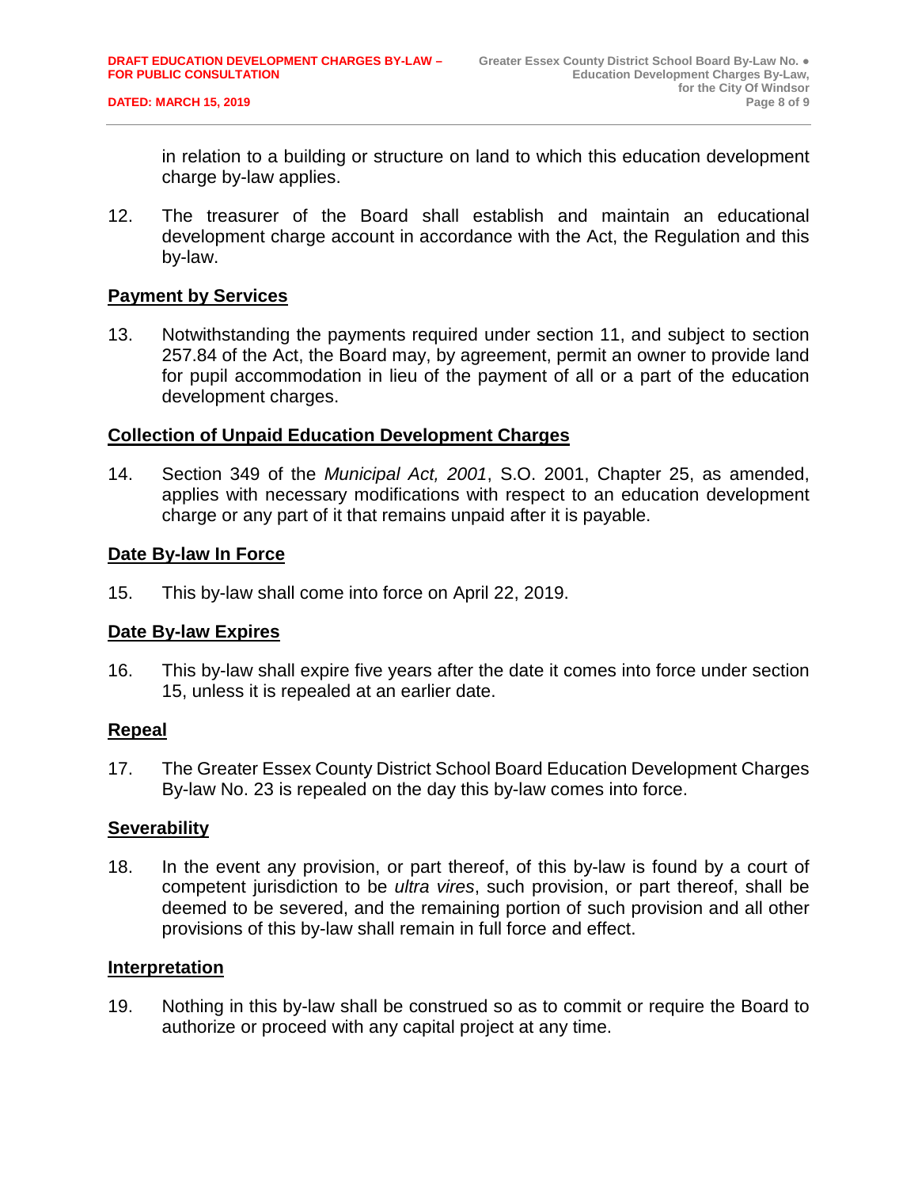in relation to a building or structure on land to which this education development charge by-law applies.

12. The treasurer of the Board shall establish and maintain an educational development charge account in accordance with the Act, the Regulation and this by-law.

**Payment by Services**

13. Notwithstanding the payments required under section 11, and subject to section 257.84 of the Act, the Board may, by agreement, permit an owner to provide land for pupil accommodation in lieu of the payment of all or a part of the education development charges.

**Collection of Unpaid Education Development Charges**

14. Section 349 of the *Municipal Act, 2001*, S.O. 2001, Chapter 25, as amended, applies with necessary modifications with respect to an education development charge or any part of it that remains unpaid after it is payable.

**Date By-law In Force**

15. This by-law shall come into force on April 22, 2019.

**Date By-law Expires**

16. This by-law shall expire five years after the date it comes into force under section 15, unless it is repealed at an earlier date.

**Repeal**

17. The Greater Essex County District School Board Education Development Charges By-law No. 23 is repealed on the day this by-law comes into force.

**Severability**

18. In the event any provision, or part thereof, of this by-law is found by a court of competent jurisdiction to be *ultra vires*, such provision, or part thereof, shall be deemed to be severed, and the remaining portion of such provision and all other provisions of this by-law shall remain in full force and effect.

**Interpretation**

19. Nothing in this by-law shall be construed so as to commit or require the Board to authorize or proceed with any capital project at any time.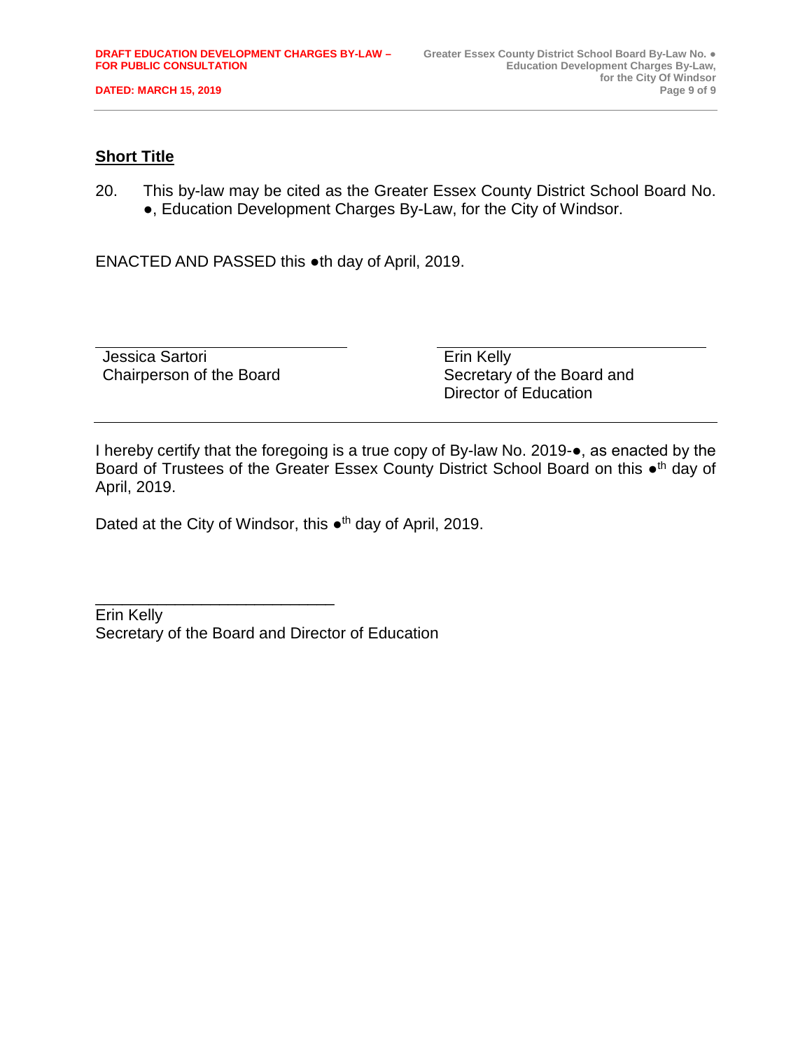## Short Title

20. This by-law may be cited as the Greater Essex County District School Board No. ●, Education Development Charges By-Law, for the City of Windsor.

ENACTED AND PASSED this ●th day of April, 2019.

| | |
|---|---|
| \_\_\_\_\_\_\_\_\_\_\_\_\_\_\_\_\_\_\_\_\_\_\_\_\_\_\_\_ | \_\_\_\_\_\_\_\_\_\_\_\_\_\_\_\_\_\_\_\_\_\_\_\_\_\_\_\_ |
| Jessica Sartori<br>Chairperson of the Board | Erin Kelly<br>Secretary of the Board and Director of Education |

---

I hereby certify that the foregoing is a true copy of By-law No. 2019-●, as enacted by the Board of Trustees of the Greater Essex County District School Board on this ●th day of April, 2019.

Dated at the City of Windsor, this ●th day of April, 2019.

\_\_\_\_\_\_\_\_\_\_\_\_\_\_\_\_\_\_\_\_\_\_\_\_\_\_\_\_

Erin Kelly
Secretary of the Board and Director of Education